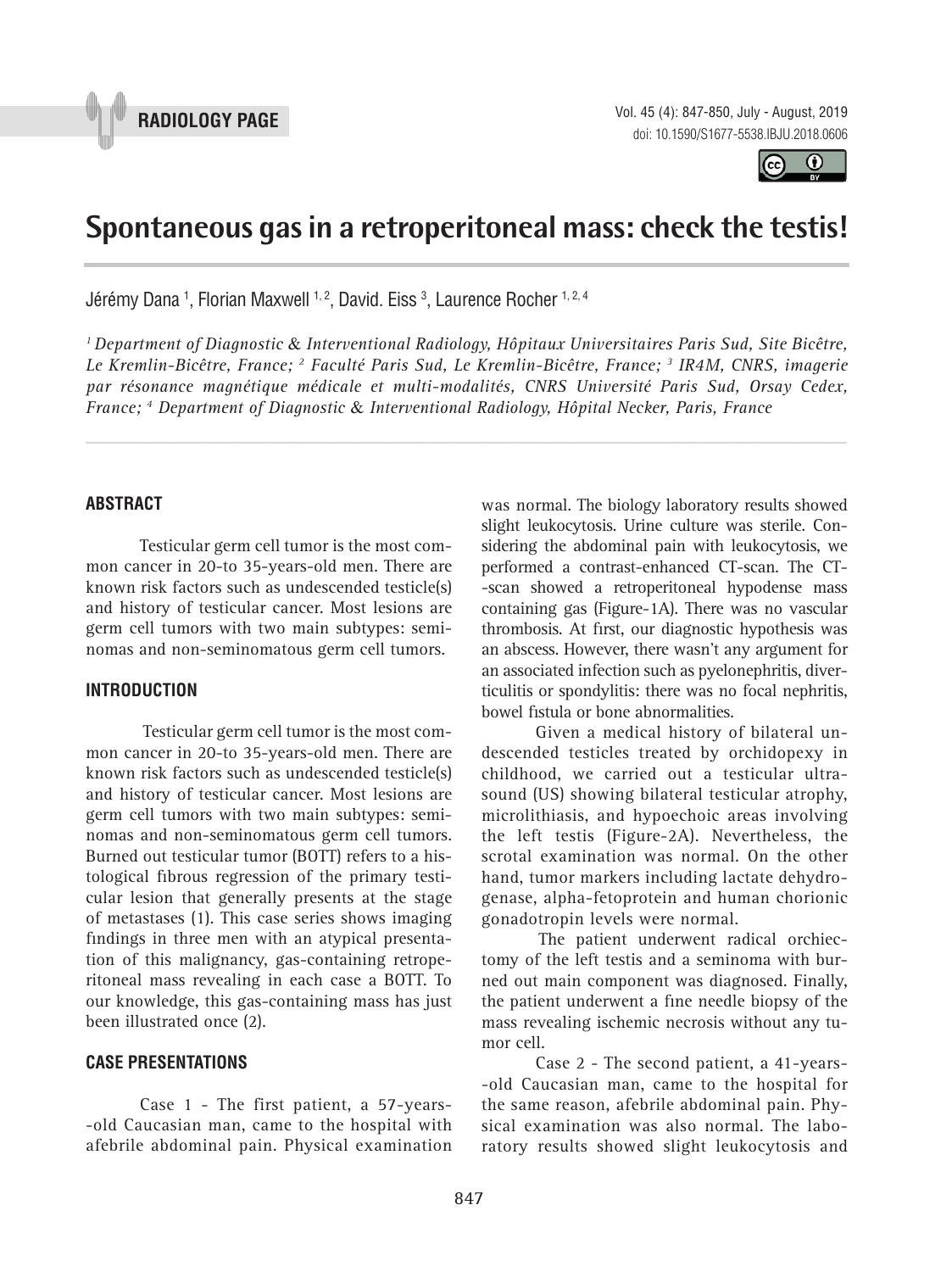RADIOLOGY PAGE

# Spontaneous gas in a retroperitoneal mass: check the testis!

Jérémy Dana [1], Florian Maxwell [1, 2], David. Eiss [3], Laurence Rocher [1, 2, 4]

*[1] Department of Diagnostic & Interventional Radiology, Hôpitaux Universitaires Paris Sud, Site Bicêtre, Le Kremlin-Bicêtre, France; [2] Faculté Paris Sud, Le Kremlin-Bicêtre, France; [3] IR4M, CNRS, imagerie par résonance magnétique médicale et multi-modalités, CNRS Université Paris Sud, Orsay Cedex, France; [4] Department of Diagnostic & Interventional Radiology, Hôpital Necker, Paris, France*

## ABSTRACT

Testicular germ cell tumor is the most common cancer in 20-to 35-years-old men. There are known risk factors such as undescended testicle(s) and history of testicular cancer. Most lesions are germ cell tumors with two main subtypes: seminomas and non-seminomatous germ cell tumors.

## INTRODUCTION

Testicular germ cell tumor is the most common cancer in 20-to 35-years-old men. There are known risk factors such as undescended testicle(s) and history of testicular cancer. Most lesions are germ cell tumors with two main subtypes: seminomas and non-seminomatous germ cell tumors. Burned out testicular tumor (BOTT) refers to a histological fibrous regression of the primary testicular lesion that generally presents at the stage of metastases (1). This case series shows imaging findings in three men with an atypical presentation of this malignancy, gas-containing retroperitoneal mass revealing in each case a BOTT. To our knowledge, this gas-containing mass has just been illustrated once (2).

## CASE PRESENTATIONS

Case 1 - The first patient, a 57-years-old Caucasian man, came to the hospital with afebrile abdominal pain. Physical examination was normal. The biology laboratory results showed slight leukocytosis. Urine culture was sterile. Considering the abdominal pain with leukocytosis, we performed a contrast-enhanced CT-scan. The CT-scan showed a retroperitoneal hypodense mass containing gas (Figure-1A). There was no vascular thrombosis. At first, our diagnostic hypothesis was an abscess. However, there wasn't any argument for an associated infection such as pyelonephritis, diverticulitis or spondylitis: there was no focal nephritis, bowel fistula or bone abnormalities.

Given a medical history of bilateral undescended testicles treated by orchidopexy in childhood, we carried out a testicular ultrasound (US) showing bilateral testicular atrophy, microlithiasis, and hypoechoic areas involving the left testis (Figure-2A). Nevertheless, the scrotal examination was normal. On the other hand, tumor markers including lactate dehydrogenase, alpha-fetoprotein and human chorionic gonadotropin levels were normal.

The patient underwent radical orchiectomy of the left testis and a seminoma with burned out main component was diagnosed. Finally, the patient underwent a fine needle biopsy of the mass revealing ischemic necrosis without any tumor cell.

Case 2 - The second patient, a 41-years-old Caucasian man, came to the hospital for the same reason, afebrile abdominal pain. Physical examination was also normal. The laboratory results showed slight leukocytosis and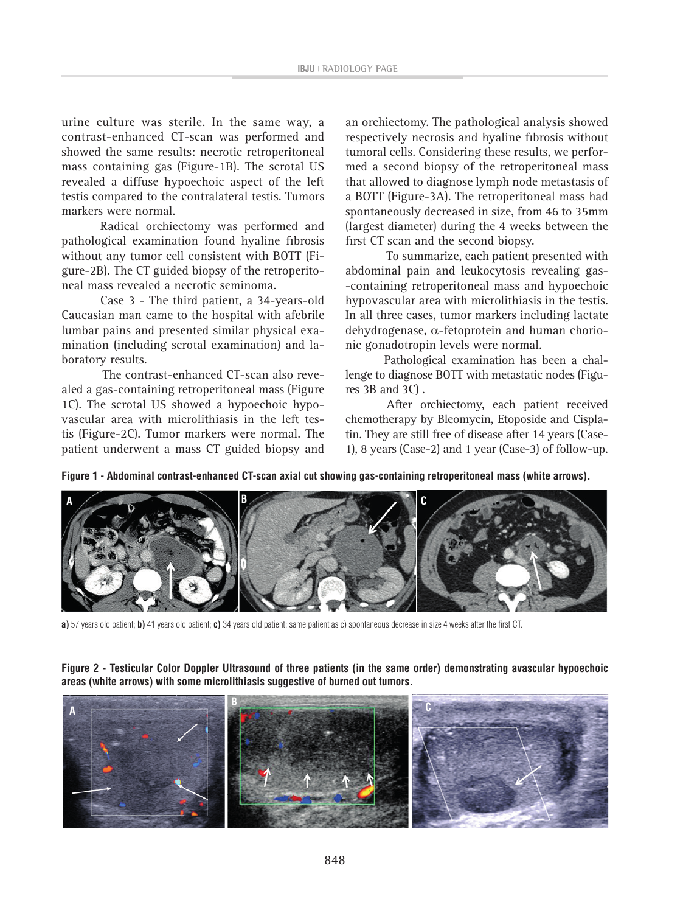urine culture was sterile. In the same way, a contrast-enhanced CT-scan was performed and showed the same results: necrotic retroperitoneal mass containing gas (Figure-1B). The scrotal US revealed a diffuse hypoechoic aspect of the left testis compared to the contralateral testis. Tumors markers were normal.

Radical orchiectomy was performed and pathological examination found hyaline fibrosis without any tumor cell consistent with BOTT (Figure-2B). The CT guided biopsy of the retroperitoneal mass revealed a necrotic seminoma.

Case 3 - The third patient, a 34-years-old Caucasian man came to the hospital with afebrile lumbar pains and presented similar physical examination (including scrotal examination) and laboratory results.

The contrast-enhanced CT-scan also revealed a gas-containing retroperitoneal mass (Figure 1C). The scrotal US showed a hypoechoic hypovascular area with microlithiasis in the left testis (Figure-2C). Tumor markers were normal. The patient underwent a mass CT guided biopsy and an orchiectomy. The pathological analysis showed respectively necrosis and hyaline fibrosis without tumoral cells. Considering these results, we performed a second biopsy of the retroperitoneal mass that allowed to diagnose lymph node metastasis of a BOTT (Figure-3A). The retroperitoneal mass had spontaneously decreased in size, from 46 to 35mm (largest diameter) during the 4 weeks between the first CT scan and the second biopsy.

To summarize, each patient presented with abdominal pain and leukocytosis revealing gas-containing retroperitoneal mass and hypoechoic hypovascular area with microlithiasis in the testis. In all three cases, tumor markers including lactate dehydrogenase, $\alpha$-fetoprotein and human chorionic gonadotropin levels were normal.

Pathological examination has been a challenge to diagnose BOTT with metastatic nodes (Figures 3B and 3C) .

After orchiectomy, each patient received chemotherapy by Bleomycin, Etoposide and Cisplatin. They are still free of disease after 14 years (Case-1), 8 years (Case-2) and 1 year (Case-3) of follow-up.

**Figure 1 - Abdominal contrast-enhanced CT-scan axial cut showing gas-containing retroperitoneal mass (white arrows).**

**a)** 57 years old patient; **b)** 41 years old patient; **c)** 34 years old patient; same patient as c) spontaneous decrease in size 4 weeks after the first CT.

**Figure 2 - Testicular Color Doppler Ultrasound of three patients (in the same order) demonstrating avascular hypoechoic areas (white arrows) with some microlithiasis suggestive of burned out tumors.**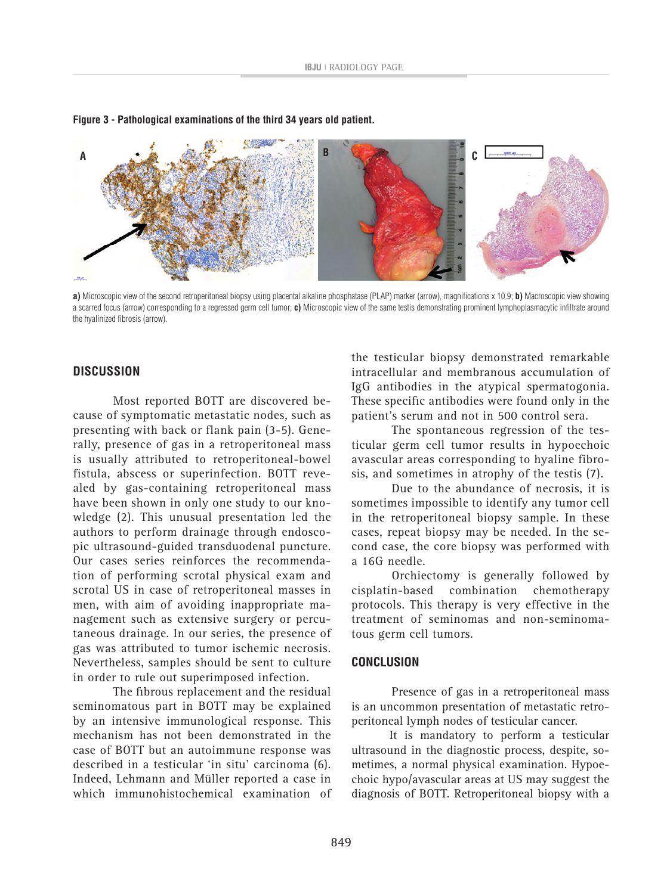**Figure 3 - Pathological examinations of the third 34 years old patient.**

**a)** Microscopic view of the second retroperitoneal biopsy using placental alkaline phosphatase (PLAP) marker (arrow), magnifications x 10.9; **b)** Macroscopic view showing a scarred focus (arrow) corresponding to a regressed germ cell tumor; **c)** Microscopic view of the same testis demonstrating prominent lymphoplasmacytic infiltrate around the hyalinized fibrosis (arrow).

## DISCUSSION

Most reported BOTT are discovered because of symptomatic metastatic nodes, such as presenting with back or flank pain (3-5). Generally, presence of gas in a retroperitoneal mass is usually attributed to retroperitoneal-bowel fistula, abscess or superinfection. BOTT revealed by gas-containing retroperitoneal mass have been shown in only one study to our knowledge (2). This unusual presentation led the authors to perform drainage through endoscopic ultrasound-guided transduodenal puncture. Our cases series reinforces the recommendation of performing scrotal physical exam and scrotal US in case of retroperitoneal masses in men, with aim of avoiding inappropriate management such as extensive surgery or percutaneous drainage. In our series, the presence of gas was attributed to tumor ischemic necrosis. Nevertheless, samples should be sent to culture in order to rule out superimposed infection.

The fibrous replacement and the residual seminomatous part in BOTT may be explained by an intensive immunological response. This mechanism has not been demonstrated in the case of BOTT but an autoimmune response was described in a testicular 'in situ' carcinoma (6). Indeed, Lehmann and Müller reported a case in which immunohistochemical examination of the testicular biopsy demonstrated remarkable intracellular and membranous accumulation of IgG antibodies in the atypical spermatogonia. These specific antibodies were found only in the patient's serum and not in 500 control sera.

The spontaneous regression of the testicular germ cell tumor results in hypoechoic avascular areas corresponding to hyaline fibrosis, and sometimes in atrophy of the testis (7).

Due to the abundance of necrosis, it is sometimes impossible to identify any tumor cell in the retroperitoneal biopsy sample. In these cases, repeat biopsy may be needed. In the second case, the core biopsy was performed with a 16G needle.

Orchiectomy is generally followed by cisplatin-based combination chemotherapy protocols. This therapy is very effective in the treatment of seminomas and non-seminomatous germ cell tumors.

## CONCLUSION

Presence of gas in a retroperitoneal mass is an uncommon presentation of metastatic retroperitoneal lymph nodes of testicular cancer.

It is mandatory to perform a testicular ultrasound in the diagnostic process, despite, sometimes, a normal physical examination. Hypoechoic hypo/avascular areas at US may suggest the diagnosis of BOTT. Retroperitoneal biopsy with a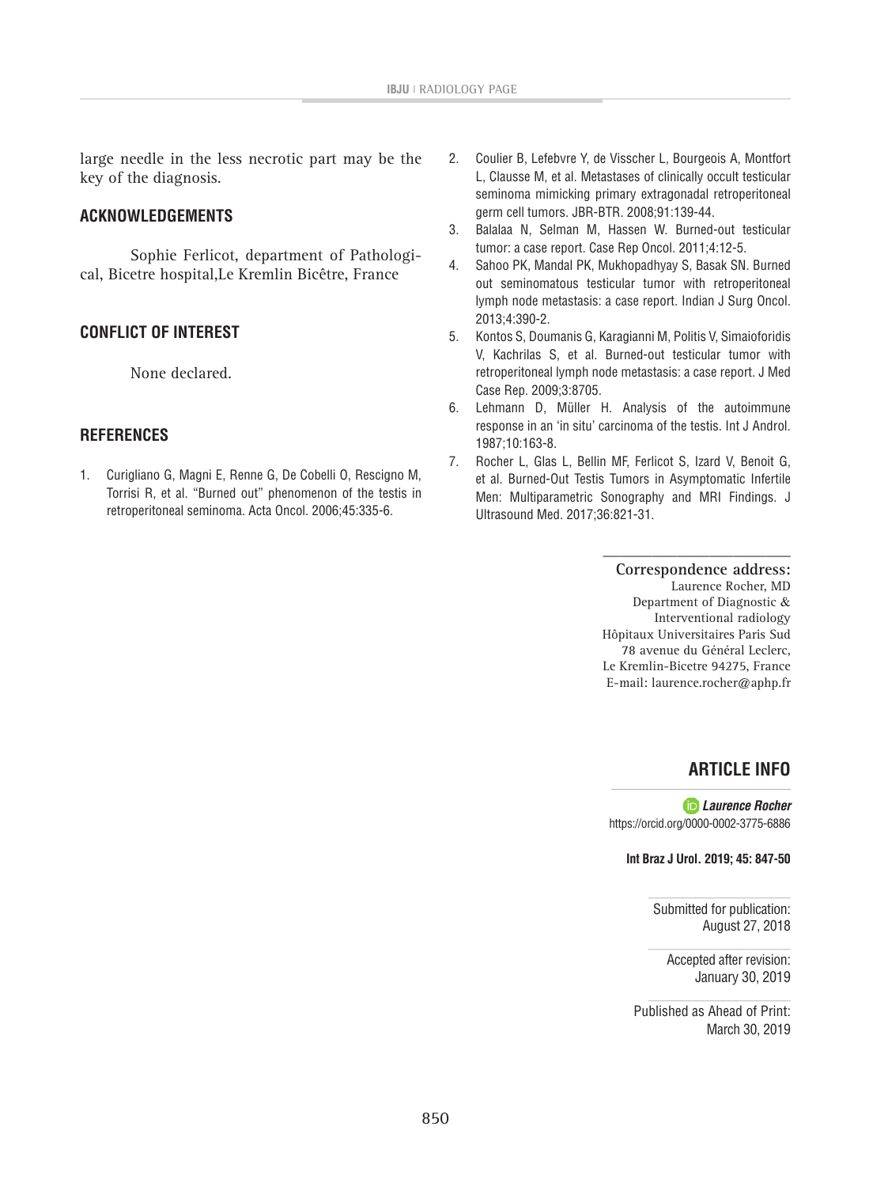large needle in the less necrotic part may be the key of the diagnosis.

## ACKNOWLEDGEMENTS

Sophie Ferlicot, department of Pathological, Bicetre hospital,Le Kremlin Bicêtre, France

## CONFLICT OF INTEREST

None declared.

## REFERENCES

1. Curigliano G, Magni E, Renne G, De Cobelli O, Rescigno M, Torrisi R, et al. "Burned out" phenomenon of the testis in retroperitoneal seminoma. Acta Oncol. 2006;45:335-6.
2. Coulier B, Lefebvre Y, de Visscher L, Bourgeois A, Montfort L, Clausse M, et al. Metastases of clinically occult testicular seminoma mimicking primary extragonadal retroperitoneal germ cell tumors. JBR-BTR. 2008;91:139-44.
3. Balalaa N, Selman M, Hassen W. Burned-out testicular tumor: a case report. Case Rep Oncol. 2011;4:12-5.
4. Sahoo PK, Mandal PK, Mukhopadhyay S, Basak SN. Burned out seminomatous testicular tumor with retroperitoneal lymph node metastasis: a case report. Indian J Surg Oncol. 2013;4:390-2.
5. Kontos S, Doumanis G, Karagianni M, Politis V, Simaioforidis V, Kachrilas S, et al. Burned-out testicular tumor with retroperitoneal lymph node metastasis: a case report. J Med Case Rep. 2009;3:8705.
6. Lehmann D, Müller H. Analysis of the autoimmune response in an 'in situ' carcinoma of the testis. Int J Androl. 1987;10:163-8.
7. Rocher L, Glas L, Bellin MF, Ferlicot S, Izard V, Benoit G, et al. Burned-Out Testis Tumors in Asymptomatic Infertile Men: Multiparametric Sonography and MRI Findings. J Ultrasound Med. 2017;36:821-31.

**Correspondence address:**
Laurence Rocher, MD
Department of Diagnostic & Interventional radiology
Hôpitaux Universitaires Paris Sud
78 avenue du Général Leclerc,
Le Kremlin-Bicetre 94275, France
E-mail: laurence.rocher@aphp.fr

## ARTICLE INFO

***Laurence Rocher***
https://orcid.org/0000-0002-3775-6886

**Int Braz J Urol. 2019; 45: 847-50**

Submitted for publication:
August 27, 2018

Accepted after revision:
January 30, 2019

Published as Ahead of Print:
March 30, 2019